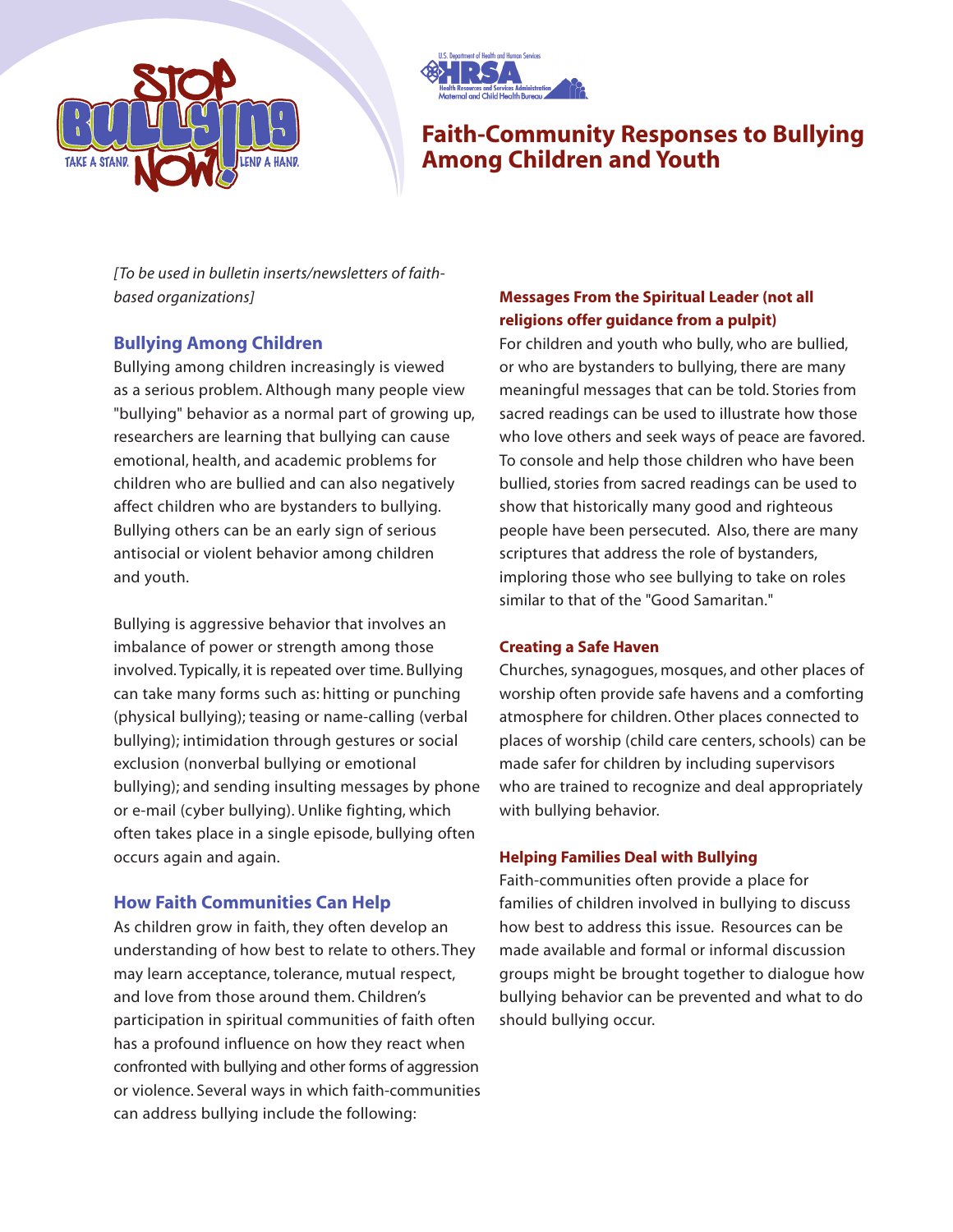# Faith-Community Responses to Bullying Among Children and Youth

*[To be used in bulletin inserts/newsletters of faith-based organizations]*

## Bullying Among Children

Bullying among children increasingly is viewed as a serious problem. Although many people view "bullying" behavior as a normal part of growing up, researchers are learning that bullying can cause emotional, health, and academic problems for children who are bullied and can also negatively affect children who are bystanders to bullying. Bullying others can be an early sign of serious antisocial or violent behavior among children and youth.

Bullying is aggressive behavior that involves an imbalance of power or strength among those involved. Typically, it is repeated over time. Bullying can take many forms such as: hitting or punching (physical bullying); teasing or name-calling (verbal bullying); intimidation through gestures or social exclusion (nonverbal bullying or emotional bullying); and sending insulting messages by phone or e-mail (cyber bullying). Unlike fighting, which often takes place in a single episode, bullying often occurs again and again.

## How Faith Communities Can Help

As children grow in faith, they often develop an understanding of how best to relate to others. They may learn acceptance, tolerance, mutual respect, and love from those around them. Children's participation in spiritual communities of faith often has a profound influence on how they react when confronted with bullying and other forms of aggression or violence. Several ways in which faith-communities can address bullying include the following:

### Messages From the Spiritual Leader (not all religions offer guidance from a pulpit)

For children and youth who bully, who are bullied, or who are bystanders to bullying, there are many meaningful messages that can be told. Stories from sacred readings can be used to illustrate how those who love others and seek ways of peace are favored. To console and help those children who have been bullied, stories from sacred readings can be used to show that historically many good and righteous people have been persecuted. Also, there are many scriptures that address the role of bystanders, imploring those who see bullying to take on roles similar to that of the "Good Samaritan."

### Creating a Safe Haven

Churches, synagogues, mosques, and other places of worship often provide safe havens and a comforting atmosphere for children. Other places connected to places of worship (child care centers, schools) can be made safer for children by including supervisors who are trained to recognize and deal appropriately with bullying behavior.

### Helping Families Deal with Bullying

Faith-communities often provide a place for families of children involved in bullying to discuss how best to address this issue. Resources can be made available and formal or informal discussion groups might be brought together to dialogue how bullying behavior can be prevented and what to do should bullying occur.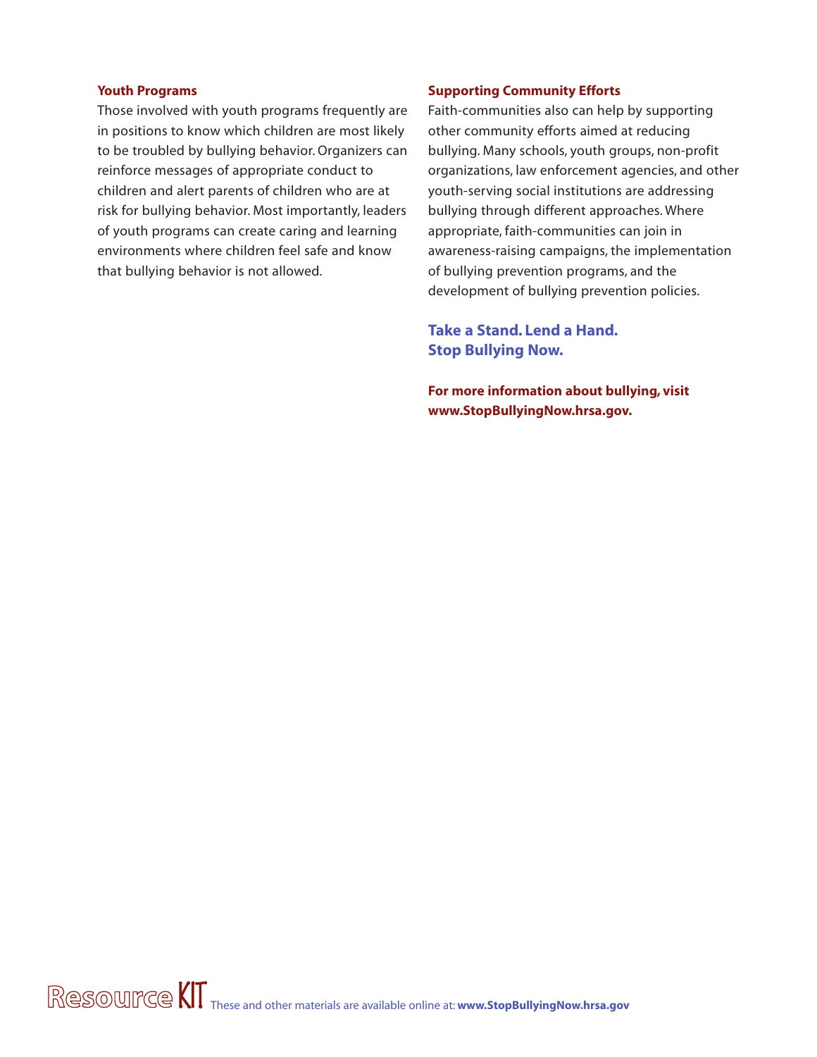### Youth Programs

Those involved with youth programs frequently are in positions to know which children are most likely to be troubled by bullying behavior. Organizers can reinforce messages of appropriate conduct to children and alert parents of children who are at risk for bullying behavior. Most importantly, leaders of youth programs can create caring and learning environments where children feel safe and know that bullying behavior is not allowed.

### Supporting Community Efforts

Faith-communities also can help by supporting other community efforts aimed at reducing bullying. Many schools, youth groups, non-profit organizations, law enforcement agencies, and other youth-serving social institutions are addressing bullying through different approaches. Where appropriate, faith-communities can join in awareness-raising campaigns, the implementation of bullying prevention programs, and the development of bullying prevention policies.

**Take a Stand. Lend a Hand.**
**Stop Bullying Now.**

**For more information about bullying, visit www.StopBullyingNow.hrsa.gov.**

Resource KIT These and other materials are available online at: **www.StopBullyingNow.hrsa.gov**